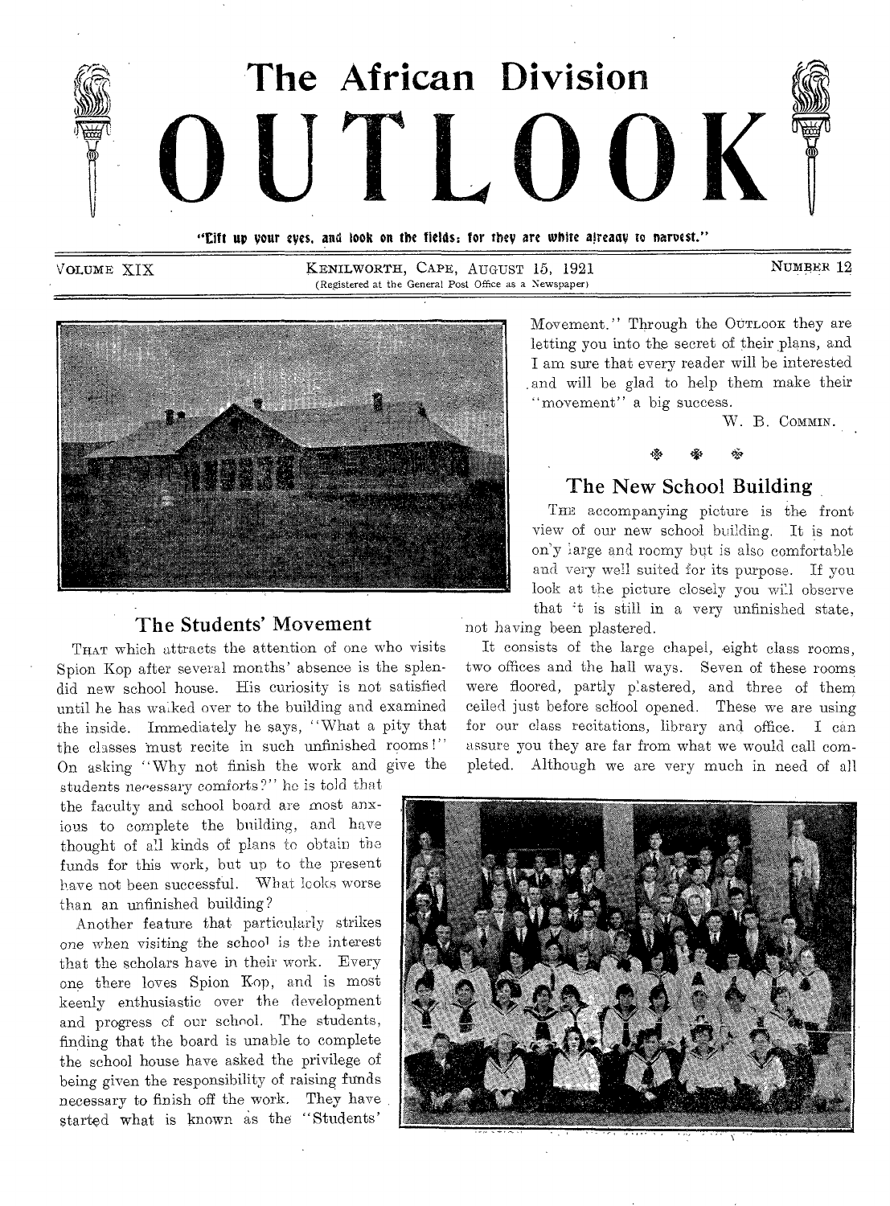# The African Division OUTLOOK

"Lift up your eyes, and look on the fields; for they are white already to harvest."

VOLUME XIX — KENILWORTH, CAPE, AUGUST 15, 1921 — NUMBER 12

(Registered at the General Post Office as a Newspaper)

## The Students' Movement

THAT which attracts the attention of one who visits Spion Kop after several months' absence is the splendid new school house. His curiosity is not satisfied until he has walked over to the building and examined the inside. Immediately he says, "What a pity that the classes must recite in such unfinished rooms!" On asking "Why not finish the work and give the students necessary comforts?" he is told that the faculty and school board are most anxious to complete the building, and have thought of all kinds of plans to obtain the funds for this work, but up to the present have not been successful. What looks worse than an unfinished building?

Another feature that particularly strikes one when visiting the school is the interest that the scholars have in their work. Every one there loves Spion Kop, and is most keenly enthusiastic over the development and progress of our school. The students, finding that the board is unable to complete the school house have asked the privilege of being given the responsibility of raising funds necessary to finish off the work. They have started what is known as the "Students' Movement." Through the OUTLOOK they are letting you into the secret of their plans, and I am sure that every reader will be interested and will be glad to help them make their "movement" a big success.

W. B. COMMIN.

## The New School Building

THE accompanying picture is the front view of our new school building. It is not only large and roomy but is also comfortable and very well suited for its purpose. If you look at the picture closely you will observe that it is still in a very unfinished state, not having been plastered.

It consists of the large chapel, eight class rooms, two offices and the hall ways. Seven of these rooms were floored, partly plastered, and three of them ceiled just before school opened. These we are using for our class recitations, library and office. I can assure you they are far from what we would call completed. Although we are very much in need of all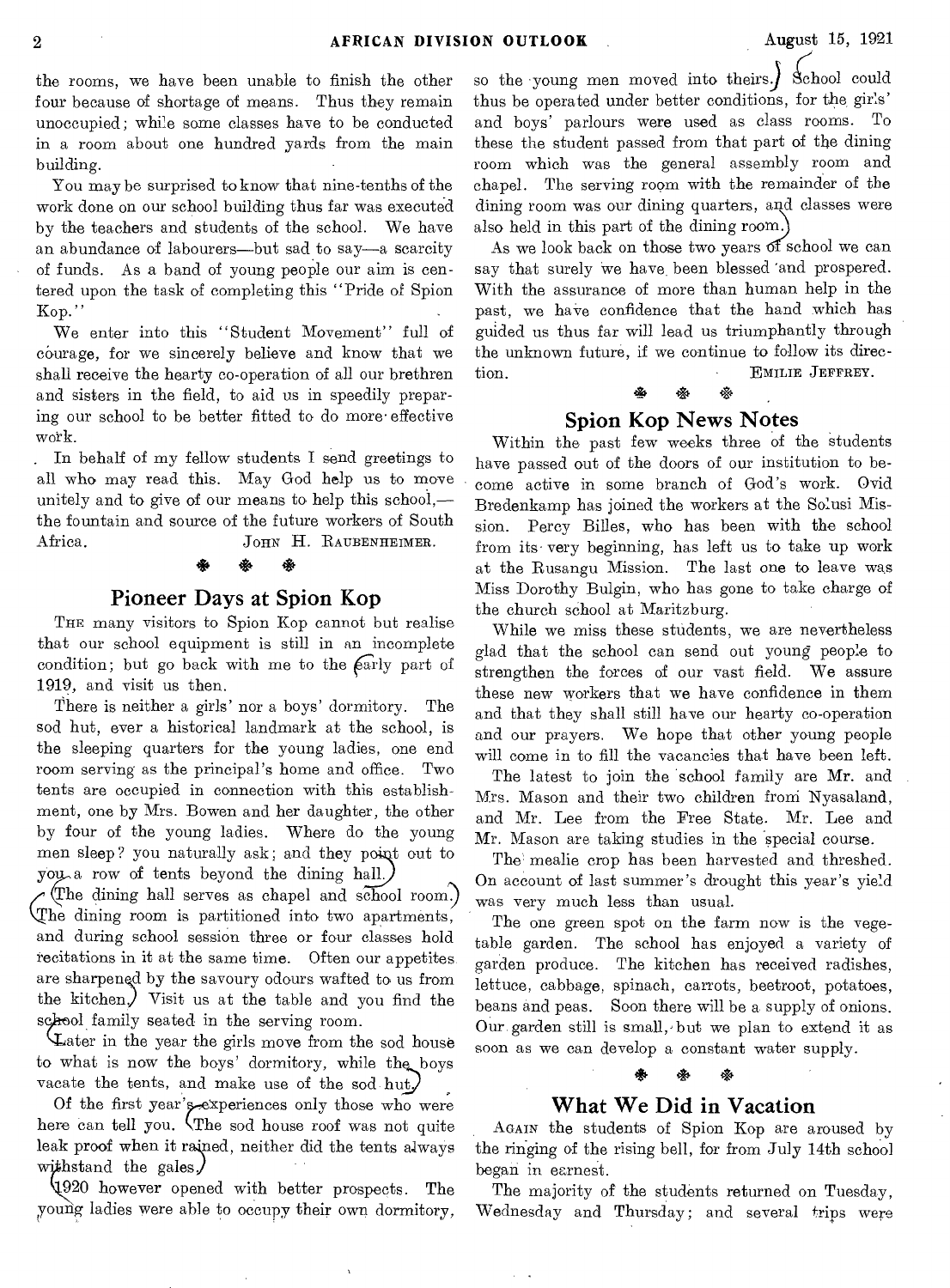the rooms, we have been unable to finish the other four because of shortage of means. Thus they remain unoccupied; while some classes have to be conducted in a room about one hundred yards from the main building.

You may be surprised to know that nine-tenths of the work done on our school building thus far was executed by the teachers and students of the school. We have an abundance of labourers—but sad to say—a scarcity of funds. As a band of young people our aim is centered upon the task of completing this "Pride of Spion Kop."

We enter into this "Student Movement" full of courage, for we sincerely believe and know that we shall receive the hearty co-operation of all our brethren and sisters in the field, to aid us in speedily preparing our school to be better fitted to do more effective work.

In behalf of my fellow students I send greetings to all who may read this. May God help us to move unitely and to give of our means to help this school,—the fountain and source of the future workers of South Africa.

JOHN H. RAUBENHEIMER.

## Pioneer Days at Spion Kop

THE many visitors to Spion Kop cannot but realise that our school equipment is still in an incomplete condition; but go back with me to the early part of 1919, and visit us then.

There is neither a girls' nor a boys' dormitory. The sod hut, ever a historical landmark at the school, is the sleeping quarters for the young ladies, one end room serving as the principal's home and office. Two tents are occupied in connection with this establishment, one by Mrs. Bowen and her daughter, the other by four of the young ladies. Where do the young men sleep? you naturally ask; and they point out to you a row of tents beyond the dining hall.

The dining hall serves as chapel and school room. The dining room is partitioned into two apartments, and during school session three or four classes hold recitations in it at the same time. Often our appetites are sharpened by the savoury odours wafted to us from the kitchen. Visit us at the table and you find the school family seated in the serving room.

Later in the year the girls move from the sod house to what is now the boys' dormitory, while the boys vacate the tents, and make use of the sod hut.

Of the first year's experiences only those who were here can tell you. The sod house roof was not quite leak proof when it rained, neither did the tents always withstand the gales.

1920 however opened with better prospects. The young ladies were able to occupy their own dormitory, so the young men moved into theirs. School could thus be operated under better conditions, for the girls' and boys' parlours were used as class rooms. To these the student passed from that part of the dining room which was the general assembly room and chapel. The serving room with the remainder of the dining room was our dining quarters, and classes were also held in this part of the dining room.

As we look back on those two years of school we can say that surely we have been blessed and prospered. With the assurance of more than human help in the past, we have confidence that the hand which has guided us thus far will lead us triumphantly through the unknown future, if we continue to follow its direction.

EMILIE JEFFREY.

## Spion Kop News Notes

Within the past few weeks three of the students have passed out of the doors of our institution to become active in some branch of God's work. Ovid Bredenkamp has joined the workers at the Solusi Mission. Percy Billes, who has been with the school from its very beginning, has left us to take up work at the Rusangu Mission. The last one to leave was Miss Dorothy Bulgin, who has gone to take charge of the church school at Maritzburg.

While we miss these students, we are nevertheless glad that the school can send out young people to strengthen the forces of our vast field. We assure these new workers that we have confidence in them and that they shall still have our hearty co-operation and our prayers. We hope that other young people will come in to fill the vacancies that have been left.

The latest to join the school family are Mr. and Mrs. Mason and their two children from Nyasaland, and Mr. Lee from the Free State. Mr. Lee and Mr. Mason are taking studies in the special course.

The mealie crop has been harvested and threshed. On account of last summer's drought this year's yield was very much less than usual.

The one green spot on the farm now is the vegetable garden. The school has enjoyed a variety of garden produce. The kitchen has received radishes, lettuce, cabbage, spinach, carrots, beetroot, potatoes, beans and peas. Soon there will be a supply of onions. Our garden still is small, but we plan to extend it as soon as we can develop a constant water supply.

## What We Did in Vacation

AGAIN the students of Spion Kop are aroused by the ringing of the rising bell, for from July 14th school began in earnest.

The majority of the students returned on Tuesday, Wednesday and Thursday; and several trips were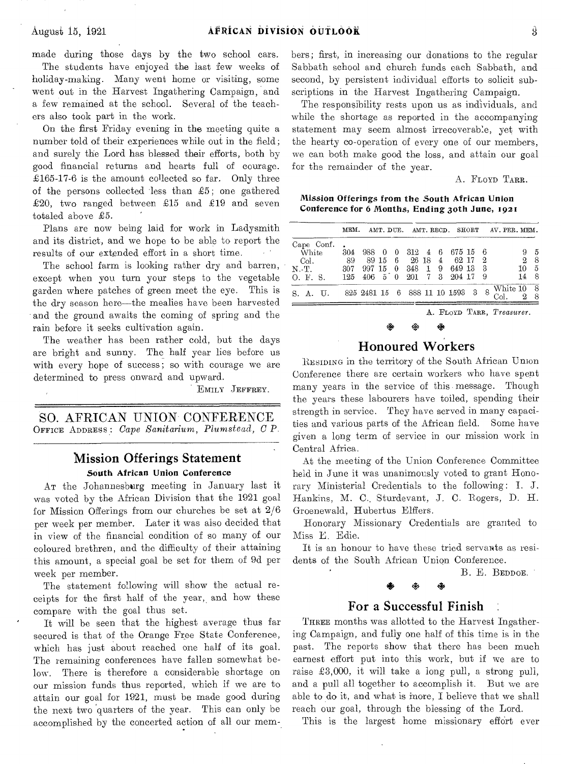made during those days by the two school cars.

The students have enjoyed the last few weeks of holiday-making. Many went home or visiting, some went out in the Harvest Ingathering Campaign, and a few remained at the school. Several of the teachers also took part in the work.

On the first Friday evening in the meeting quite a number told of their experiences while out in the field; and surely the Lord has blessed their efforts, both by good financial returns and hearts full of courage. £165-17-6 is the amount collected so far. Only three of the persons collected less than £5; one gathered £20, two ranged between £15 and £19 and seven totaled above £5.

Plans are now being laid for work in Ladysmith and its district, and we hope to be able to report the results of our extended effort in a short time.

The school farm is looking rather dry and barren, except when you turn your steps to the vegetable garden where patches of green meet the eye. This is the dry season here—the mealies have been harvested and the ground awaits the coming of spring and the rain before it seeks cultivation again.

The weather has been rather cold, but the days are bright and sunny. The half year lies before us with every hope of success; so with courage we are determined to press onward and upward.

EMILY JEFFREY.

## SO. AFRICAN UNION CONFERENCE

OFFICE ADDRESS: *Cape Sanitarium, Plumstead, C P.*

## Mission Offerings Statement

### South African Union Conference

AT the Johannesburg meeting in January last it was voted by the African Division that the 1921 goal for Mission Offerings from our churches be set at 2/6 per week per member. Later it was also decided that in view of the financial condition of so many of our coloured brethren, and the difficulty of their attaining this amount, a special goal be set for them of 9d per week per member.

The statement following will show the actual receipts for the first half of the year, and how these compare with the goal thus set.

It will be seen that the highest average thus far secured is that of the Orange Free State Conference, which has just about reached one half of its goal. The remaining conferences have fallen somewhat below. There is therefore a considerable shortage on our mission funds thus reported, which if we are to attain our goal for 1921, must be made good during the next two quarters of the year. This can only be accomplished by the concerted action of all our members; first, in increasing our donations to the regular Sabbath school and church funds each Sabbath, and second, by persistent individual efforts to solicit subscriptions in the Harvest Ingathering Campaign.

The responsibility rests upon us as individuals, and while the shortage as reported in the accompanying statement may seem almost irrecoverable, yet with the hearty co-operation of every one of our members, we can both make good the loss, and attain our goal for the remainder of the year.

A. FLOYD TARR.

**Mission Offerings from the South African Union Conference for 6 Months, Ending 30th June, 1921**

| | MEM. | AMT. DUE. | AMT. RECD. | SHORT | AV. PER. MEM. |
|---|---|---|---|---|---|
| Cape Conf. | | | | | |
| White | 304 | 988 0 0 | 312 4 6 | 675 15 6 | 9 5 |
| Col. | 89 | 89 15 6 | 26 18 4 | 62 17 2 | 2 8 |
| N.-T. | 307 | 997 15 0 | 348 1 9 | 649 13 3 | 10 5 |
| O. F. S. | 125 | 406 5 0 | 201 7 3 | 204 17 9 | 14 8 |
| S. A. U. | 825 | 2481 15 6 | 888 11 10 | 1593 3 8 | White 10 8; Col. 2 8 |

A. FLOYD TARR, *Treasurer.*

## Honoured Workers

RESIDING in the territory of the South African Union Conference there are certain workers who have spent many years in the service of this message. Though the years these labourers have toiled, spending their strength in service. They have served in many capacities and various parts of the African field. Some have given a long term of service in our mission work in Central Africa.

At the meeting of the Union Conference Committee held in June it was unanimously voted to grant Honorary Ministerial Credentials to the following: I. J. Hankins, M. C. Sturdevant, J. C. Rogers, D. H. Groenewald, Hubertus Elffers.

Honorary Missionary Credentials are granted to Miss E. Edie.

It is an honour to have these tried servants as residents of the South African Union Conference.

B. E. BEDDOE.

## For a Successful Finish

THREE months was allotted to the Harvest Ingathering Campaign, and fully one half of this time is in the past. The reports show that there has been much earnest effort put into this work, but if we are to raise £3,000, it will take a long pull, a strong pull, and a pull all together to accomplish it. But we are able to do it, and what is more, I believe that we shall reach our goal, through the blessing of the Lord.

This is the largest home missionary effort ever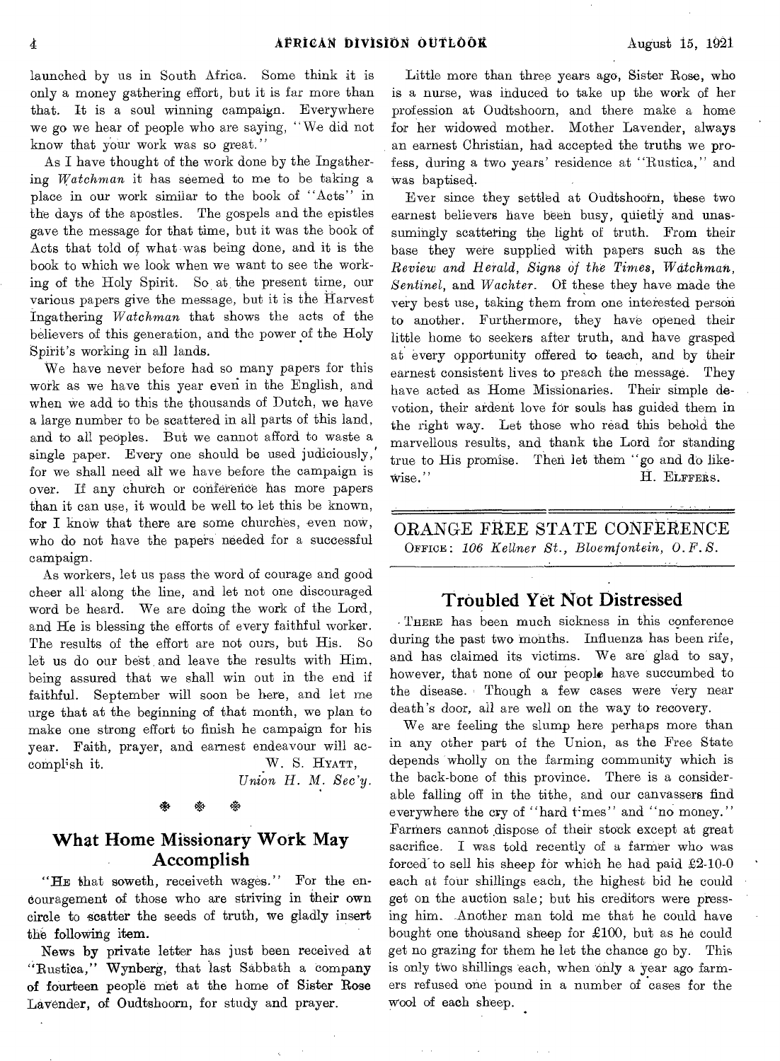launched by us in South Africa. Some think it is only a money gathering effort, but it is far more than that. It is a soul winning campaign. Everywhere we go we hear of people who are saying, "We did not know that your work was so great."

As I have thought of the work done by the Ingathering *Watchman* it has seemed to me to be taking a place in our work similar to the book of "Acts" in the days of the apostles. The gospels and the epistles gave the message for that time, but it was the book of Acts that told of what was being done, and it is the book to which we look when we want to see the working of the Holy Spirit. So at the present time, our various papers give the message, but it is the Harvest Ingathering *Watchman* that shows the acts of the believers of this generation, and the power of the Holy Spirit's working in all lands.

We have never before had so many papers for this work as we have this year even in the English, and when we add to this the thousands of Dutch, we have a large number to be scattered in all parts of this land, and to all peoples. But we cannot afford to waste a single paper. Every one should be used judiciously, for we shall need all we have before the campaign is over. If any church or conference has more papers than it can use, it would be well to let this be known, for I know that there are some churches, even now, who do not have the papers needed for a successful campaign.

As workers, let us pass the word of courage and good cheer all along the line, and let not one discouraged word be heard. We are doing the work of the Lord, and He is blessing the efforts of every faithful worker. The results of the effort are not ours, but His. So let us do our best and leave the results with Him, being assured that we shall win out in the end if faithful. September will soon be here, and let me urge that at the beginning of that month, we plan to make one strong effort to finish he campaign for his year. Faith, prayer, and earnest endeavour will accomplish it.

W. S. HYATT,
*Union H. M. Sec'y.*

## What Home Missionary Work May Accomplish

"HE that soweth, receiveth wages." For the encouragement of those who are striving in their own circle to scatter the seeds of truth, we gladly insert the following item.

News by private letter has just been received at "Rustica," Wynberg, that last Sabbath a company of fourteen people met at the home of Sister Rose Lavender, of Oudtshoorn, for study and prayer.

Little more than three years ago, Sister Rose, who is a nurse, was induced to take up the work of her profession at Oudtshoorn, and there make a home for her widowed mother. Mother Lavender, always an earnest Christian, had accepted the truths we profess, during a two years' residence at "Rustica," and was baptised.

Ever since they settled at Oudtshoorn, these two earnest believers have been busy, quietly and unassumingly scattering the light of truth. From their base they were supplied with papers such as the *Review and Herald*, *Signs of the Times*, *Watchman*, *Sentinel*, and *Wachter*. Of these they have made the very best use, taking them from one interested person to another. Furthermore, they have opened their little home to seekers after truth, and have grasped at every opportunity offered to teach, and by their earnest consistent lives to preach the message. They have acted as Home Missionaries. Their simple devotion, their ardent love for souls has guided them in the right way. Let those who read this behold the marvellous results, and thank the Lord for standing true to His promise. Then let them "go and do likewise."

H. ELFFERS.

# ORANGE FREE STATE CONFERENCE

OFFICE: *106 Kellner St., Bloemfontein, O.F.S.*

## Troubled Yet Not Distressed

THERE has been much sickness in this conference during the past two months. Influenza has been rife, and has claimed its victims. We are glad to say, however, that none of our people have succumbed to the disease. Though a few cases were very near death's door, all are well on the way to recovery.

We are feeling the slump here perhaps more than in any other part of the Union, as the Free State depends wholly on the farming community which is the back-bone of this province. There is a considerable falling off in the tithe, and our canvassers find everywhere the cry of "hard times" and "no money." Farmers cannot dispose of their stock except at great sacrifice. I was told recently of a farmer who was forced to sell his sheep for which he had paid £2-10-0 each at four shillings each, the highest bid he could get on the auction sale; but his creditors were pressing him. Another man told me that he could have bought one thousand sheep for £100, but as he could get no grazing for them he let the chance go by. This is only two shillings each, when only a year ago farmers refused one pound in a number of cases for the wool of each sheep.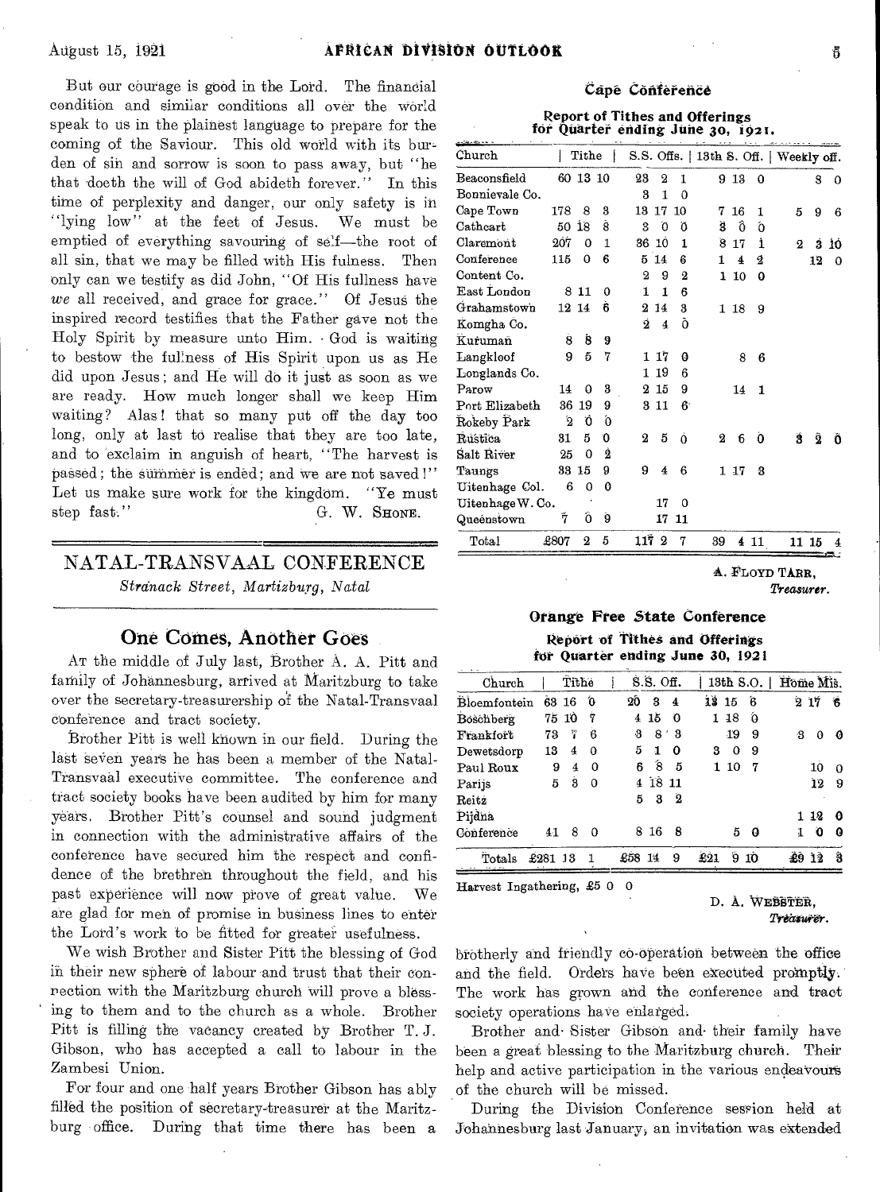But our courage is good in the Lord. The financial condition and similar conditions all over the world speak to us in the plainest language to prepare for the coming of the Saviour. This old world with its burden of sin and sorrow is soon to pass away, but "he that doeth the will of God abideth forever." In this time of perplexity and danger, our only safety is in "lying low" at the feet of Jesus. We must be emptied of everything savouring of self—the root of all sin, that we may be filled with His fulness. Then only can we testify as did John, "Of His fullness have *we* all received, and grace for grace." Of Jesus the inspired record testifies that the Father gave not the Holy Spirit by measure unto Him. God is waiting to bestow the fulness of His Spirit upon us as He did upon Jesus; and He will do it just as soon as we are ready. How much longer shall we keep Him waiting? Alas! that so many put off the day too long, only at last to realise that they are too late, and to exclaim in anguish of heart, "The harvest is passed; the summer is ended; and we are not saved!" Let us make sure work for the kingdom. "Ye must step fast."

G. W. Shone.

# NATAL-TRANSVAAL CONFERENCE

*Stranack Street, Martizburg, Natal*

## One Comes, Another Goes

At the middle of July last, Brother A. A. Pitt and family of Johannesburg, arrived at Maritzburg to take over the secretary-treasurership of the Natal-Transvaal conference and tract society.

Brother Pitt is well known in our field. During the last seven years he has been a member of the Natal-Transvaal executive committee. The conference and tract society books have been audited by him for many years. Brother Pitt's counsel and sound judgment in connection with the administrative affairs of the conference have secured him the respect and confidence of the brethren throughout the field, and his past experience will now prove of great value. We are glad for men of promise in business lines to enter the Lord's work to be fitted for greater usefulness.

We wish Brother and Sister Pitt the blessing of God in their new sphere of labour and trust that their connection with the Maritzburg church will prove a blessing to them and to the church as a whole. Brother Pitt is filling the vacancy created by Brother T. J. Gibson, who has accepted a call to labour in the Zambesi Union.

For four and one half years Brother Gibson has ably filled the position of secretary-treasurer at the Maritzburg office. During that time there has been a brotherly and friendly co-operation between the office and the field. Orders have been executed promptly. The work has grown and the conference and tract society operations have enlarged.

Brother and Sister Gibson and their family have been a great blessing to the Maritzburg church. Their help and active participation in the various endeavours of the church will be missed.

During the Division Conference session held at Johannesburg last January, an invitation was extended

### Cape Conference

**Report of Tithes and Offerings for Quarter ending June 30, 1921.**

| Church | Tithe | | | S.S. Offs. | | | 13th S. Off. | | | Weekly off. | | |
|---|---|---|---|---|---|---|---|---|---|---|---|---|
| Beaconsfield | 60 | 13 | 10 | 23 | 2 | 1 | 9 | 13 | 0 | | 8 | 0 |
| Bonnievale Co. | | | | 3 | 1 | 0 | | | | | | |
| Cape Town | 178 | 8 | 3 | 13 | 17 | 10 | 7 | 16 | 1 | 5 | 9 | 6 |
| Cathcart | 50 | 18 | 8 | 3 | 0 | 0 | 3 | 0 | 0 | | | |
| Claremont | 207 | 0 | 1 | 36 | 10 | 1 | 8 | 17 | 1 | 2 | 3 | 10 |
| Conference | 115 | 0 | 6 | 5 | 14 | 6 | 1 | 4 | 2 | | 12 | 0 |
| Content Co. | | | | 2 | 9 | 2 | 1 | 10 | 0 | | | |
| East London | 8 | 11 | 0 | 1 | 1 | 6 | | | | | | |
| Grahamstown | 12 | 14 | 6 | 2 | 14 | 3 | 1 | 18 | 9 | | | |
| Komgha Co. | | | | 2 | 4 | 0 | | | | | | |
| Kufuman | 8 | 8 | 9 | | | | | | | | | |
| Langkloof | 9 | 5 | 7 | 1 | 17 | 0 | | 8 | 6 | | | |
| Longlands Co. | | | | 1 | 19 | 6 | | | | | | |
| Parow | 14 | 0 | 3 | 2 | 15 | 9 | | 14 | 1 | | | |
| Port Elizabeth | 36 | 19 | 9 | 3 | 11 | 6 | | | | | | |
| Rokeby Park | 2 | 0 | 0 | | | | | | | | | |
| Rustica | 31 | 5 | 0 | 2 | 5 | 0 | 2 | 6 | 0 | 3 | 2 | 0 |
| Salt River | 25 | 0 | 2 | | | | | | | | | |
| Taungs | 33 | 15 | 9 | 9 | 4 | 6 | 1 | 17 | 3 | | | |
| Uitenhage Col. | 6 | 0 | 0 | | | | | | | | | |
| Uitenhage W. Co. | | | | | 17 | 0 | | | | | | |
| Queenstown | 7 | 0 | 9 | | 17 | 11 | | | | | | |
| Total | £807 | 2 | 5 | 117 | 2 | 7 | 39 | 4 | 11 | 11 | 15 | 4 |

A. Floyd Tarr,
*Treasurer.*

### Orange Free State Conference

**Report of Tithes and Offerings for Quarter ending June 30, 1921**

| Church | Tithe | | | S.S. Off. | | | 13th S.O. | | | Home Mis. | | |
|---|---|---|---|---|---|---|---|---|---|---|---|---|
| Bloemfontein | 63 | 16 | 0 | 20 | 3 | 4 | 13 | 15 | 6 | 2 | 17 | 6 |
| Boschberg | 75 | 10 | 7 | 4 | 15 | 0 | 1 | 18 | 0 | | | |
| Frankfort | 73 | 7 | 6 | 3 | 8 | 3 | | 19 | 9 | 3 | 0 | 0 |
| Dewetsdorp | 13 | 4 | 0 | 5 | 1 | 0 | 3 | 0 | 9 | | | |
| Paul Roux | 9 | 4 | 0 | 6 | 8 | 5 | 1 | 10 | 7 | | 10 | 0 |
| Parijs | 5 | 3 | 0 | 4 | 18 | 11 | | | | | 12 | 9 |
| Reitz | | | | 5 | 3 | 2 | | | | | | |
| Pijdna | | | | | | | | | | 1 | 12 | 0 |
| Conference | 41 | 8 | 0 | 8 | 16 | 8 | | 5 | 0 | 1 | 0 | 0 |
| Totals | £281 | 13 | 1 | £58 | 14 | 9 | £21 | 9 | 10 | £9 | 12 | 3 |

Harvest Ingathering, £5 0 0

D. A. Webster,
*Treasurer.*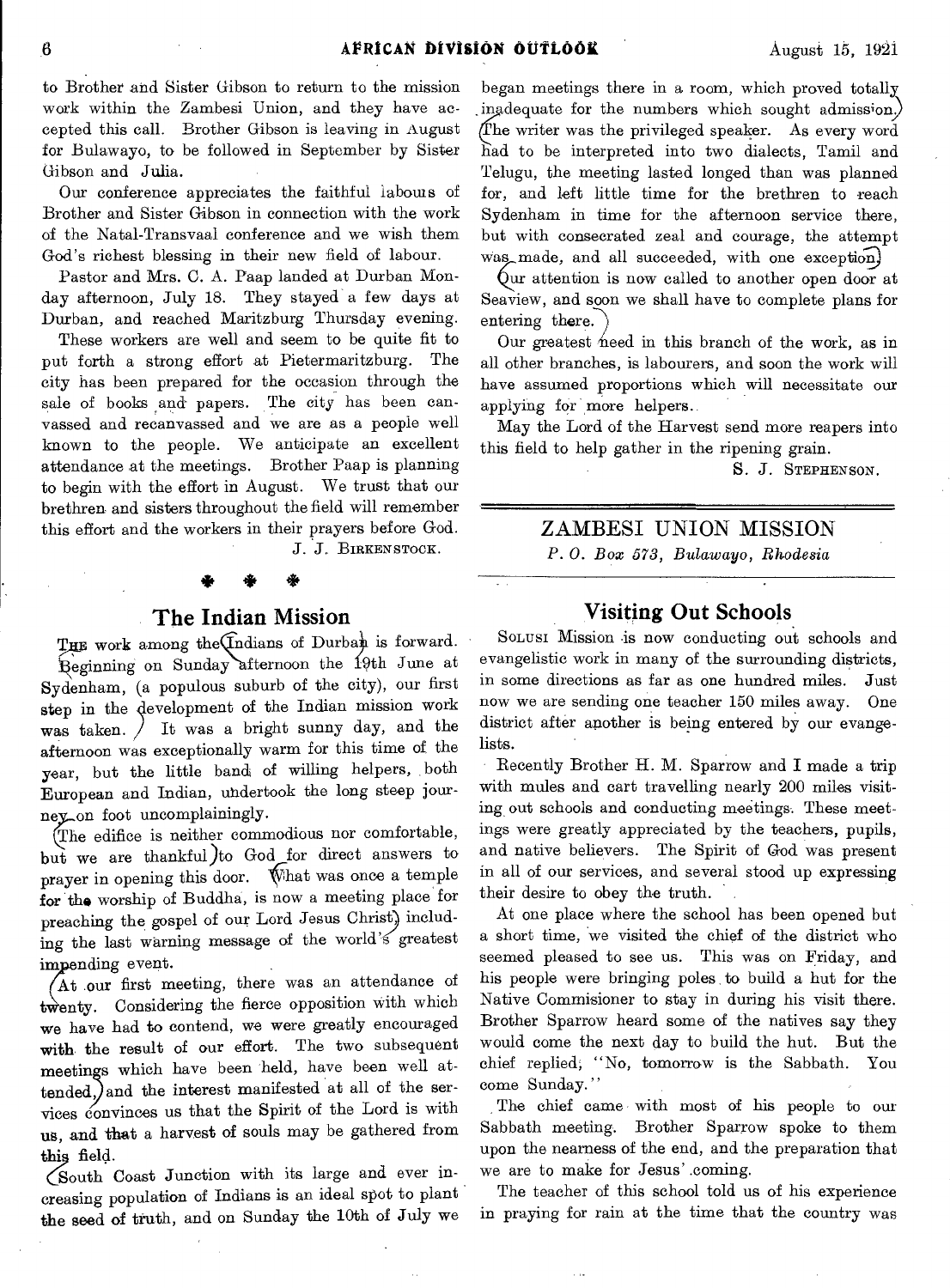to Brother and Sister Gibson to return to the mission work within the Zambesi Union, and they have accepted this call. Brother Gibson is leaving in August for Bulawayo, to be followed in September by Sister Gibson and Julia.

Our conference appreciates the faithful labours of Brother and Sister Gibson in connection with the work of the Natal-Transvaal conference and we wish them God's richest blessing in their new field of labour.

Pastor and Mrs. C. A. Paap landed at Durban Monday afternoon, July 18. They stayed a few days at Durban, and reached Maritzburg Thursday evening.

These workers are well and seem to be quite fit to put forth a strong effort at Pietermaritzburg. The city has been prepared for the occasion through the sale of books and papers. The city has been canvassed and recanvassed and we are as a people well known to the people. We anticipate an excellent attendance at the meetings. Brother Paap is planning to begin with the effort in August. We trust that our brethren and sisters throughout the field will remember this effort and the workers in their prayers before God.

J. J. BIRKENSTOCK.

## The Indian Mission

THE work among the Indians of Durban is forward. Beginning on Sunday afternoon the 19th June at Sydenham, (a populous suburb of the city), our first step in the development of the Indian mission work was taken. It was a bright sunny day, and the afternoon was exceptionally warm for this time of the year, but the little band of willing helpers, both European and Indian, undertook the long steep journey on foot uncomplainingly.

The edifice is neither commodious nor comfortable, but we are thankful to God for direct answers to prayer in opening this door. What was once a temple for the worship of Buddha, is now a meeting place for preaching the gospel of our Lord Jesus Christ including the last warning message of the world's greatest impending event.

At our first meeting, there was an attendance of twenty. Considering the fierce opposition with which we have had to contend, we were greatly encouraged with the result of our effort. The two subsequent meetings which have been held, have been well attended, and the interest manifested at all of the services convinces us that the Spirit of the Lord is with us, and that a harvest of souls may be gathered from this field.

South Coast Junction with its large and ever increasing population of Indians is an ideal spot to plant the seed of truth, and on Sunday the 10th of July we began meetings there in a room, which proved totally inadequate for the numbers which sought admission. The writer was the privileged speaker. As every word had to be interpreted into two dialects, Tamil and Telugu, the meeting lasted longed than was planned for, and left little time for the brethren to reach Sydenham in time for the afternoon service there, but with consecrated zeal and courage, the attempt was made, and all succeeded, with one exception.

Our attention is now called to another open door at Seaview, and soon we shall have to complete plans for entering there.

Our greatest need in this branch of the work, as in all other branches, is labourers, and soon the work will have assumed proportions which will necessitate our applying for more helpers.

May the Lord of the Harvest send more reapers into this field to help gather in the ripening grain.

S. J. STEPHENSON.

# ZAMBESI UNION MISSION

*P. O. Box 573, Bulawayo, Rhodesia*

## Visiting Out Schools

SOLUSI Mission is now conducting out schools and evangelistic work in many of the surrounding districts, in some directions as far as one hundred miles. Just now we are sending one teacher 150 miles away. One district after another is being entered by our evangelists.

Recently Brother H. M. Sparrow and I made a trip with mules and cart travelling nearly 200 miles visiting out schools and conducting meetings. These meetings were greatly appreciated by the teachers, pupils, and native believers. The Spirit of God was present in all of our services, and several stood up expressing their desire to obey the truth.

At one place where the school has been opened but a short time, we visited the chief of the district who seemed pleased to see us. This was on Friday, and his people were bringing poles to build a hut for the Native Commisioner to stay in during his visit there. Brother Sparrow heard some of the natives say they would come the next day to build the hut. But the chief replied, "No, tomorrow is the Sabbath. You come Sunday."

The chief came with most of his people to our Sabbath meeting. Brother Sparrow spoke to them upon the nearness of the end, and the preparation that we are to make for Jesus' coming.

The teacher of this school told us of his experience in praying for rain at the time that the country was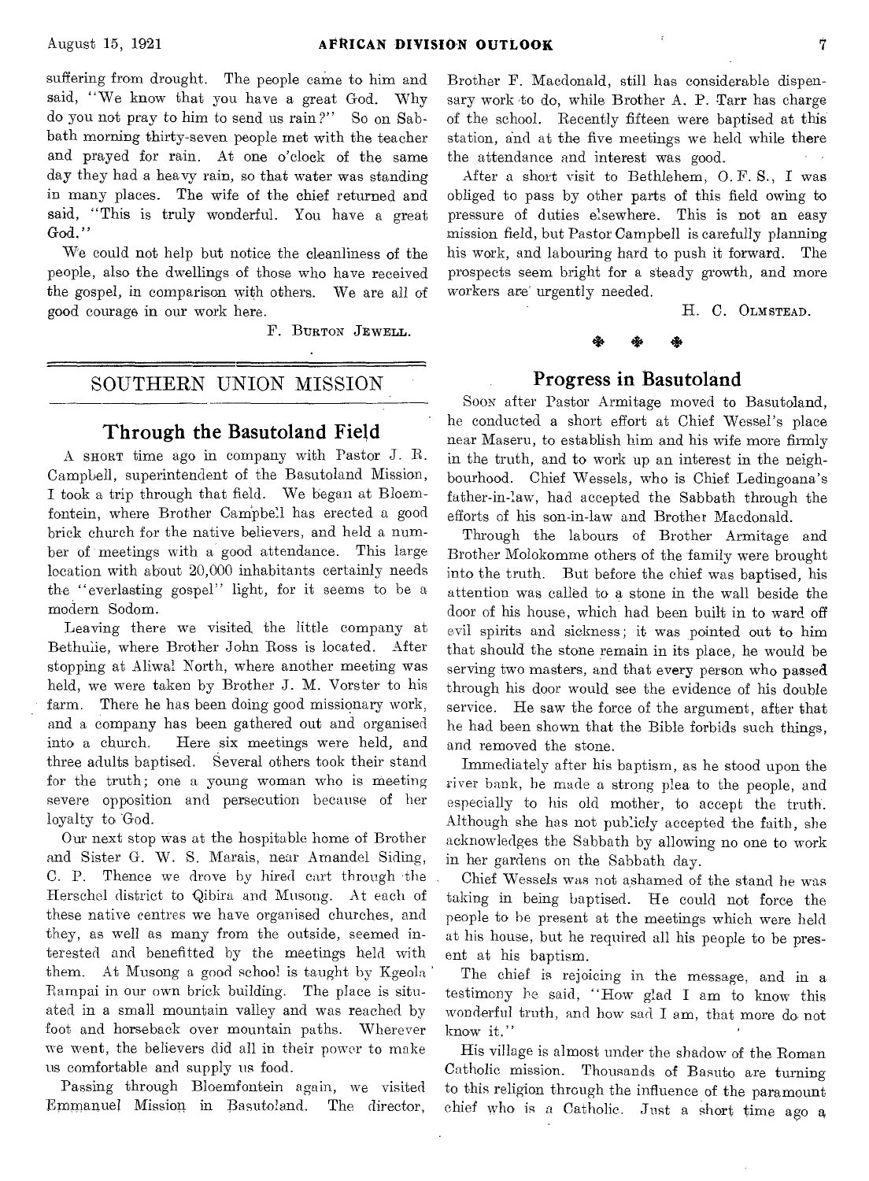suffering from drought. The people came to him and said, "We know that you have a great God. Why do you not pray to him to send us rain?" So on Sabbath morning thirty-seven people met with the teacher and prayed for rain. At one o'clock of the same day they had a heavy rain, so that water was standing in many places. The wife of the chief returned and said, "This is truly wonderful. You have a great God."

We could not help but notice the cleanliness of the people, also the dwellings of those who have received the gospel, in comparison with others. We are all of good courage in our work here.

F. BURTON JEWELL.

## SOUTHERN UNION MISSION

### Through the Basutoland Field

A SHORT time ago in company with Pastor J. R. Campbell, superintendent of the Basutoland Mission, I took a trip through that field. We began at Bloemfontein, where Brother Campbell has erected a good brick church for the native believers, and held a number of meetings with a good attendance. This large location with about 20,000 inhabitants certainly needs the "everlasting gospel" light, for it seems to be a modern Sodom.

Leaving there we visited the little company at Bethulie, where Brother John Ross is located. After stopping at Aliwal North, where another meeting was held, we were taken by Brother J. M. Vorster to his farm. There he has been doing good missionary work, and a company has been gathered out and organised into a church. Here six meetings were held, and three adults baptised. Several others took their stand for the truth; one a young woman who is meeting severe opposition and persecution because of her loyalty to God.

Our next stop was at the hospitable home of Brother and Sister G. W. S. Marais, near Amandel Siding, C. P. Thence we drove by hired cart through the Herschel district to Qibira and Musong. At each of these native centres we have organised churches, and they, as well as many from the outside, seemed interested and benefitted by the meetings held with them. At Musong a good school is taught by Kgeola Rampai in our own brick building. The place is situated in a small mountain valley and was reached by foot and horseback over mountain paths. Wherever we went, the believers did all in their power to make us comfortable and supply us food.

Passing through Bloemfontein again, we visited Emmanuel Mission in Basutoland. The director, Brother F. Macdonald, still has considerable dispensary work to do, while Brother A. P. Tarr has charge of the school. Recently fifteen were baptised at this station, and at the five meetings we held while there the attendance and interest was good.

After a short visit to Bethlehem, O. F. S., I was obliged to pass by other parts of this field owing to pressure of duties elsewhere. This is not an easy mission field, but Pastor Campbell is carefully planning his work, and labouring hard to push it forward. The prospects seem bright for a steady growth, and more workers are urgently needed.

H. C. OLMSTEAD.

### Progress in Basutoland

SOON after Pastor Armitage moved to Basutoland, he conducted a short effort at Chief Wessel's place near Maseru, to establish him and his wife more firmly in the truth, and to work up an interest in the neighbourhood. Chief Wessels, who is Chief Ledingoana's father-in-law, had accepted the Sabbath through the efforts of his son-in-law and Brother Macdonald.

Through the labours of Brother Armitage and Brother Molokomme others of the family were brought into the truth. But before the chief was baptised, his attention was called to a stone in the wall beside the door of his house, which had been built in to ward off evil spirits and sickness; it was pointed out to him that should the stone remain in its place, he would be serving two masters, and that every person who passed through his door would see the evidence of his double service. He saw the force of the argument, after that he had been shown that the Bible forbids such things, and removed the stone.

Immediately after his baptism, as he stood upon the river bank, he made a strong plea to the people, and especially to his old mother, to accept the truth. Although she has not publicly accepted the faith, she acknowledges the Sabbath by allowing no one to work in her gardens on the Sabbath day.

Chief Wessels was not ashamed of the stand he was taking in being baptised. He could not force the people to be present at the meetings which were held at his house, but he required all his people to be present at his baptism.

The chief is rejoicing in the message, and in a testimony he said, "How glad I am to know this wonderful truth, and how sad I am, that more do not know it."

His village is almost under the shadow of the Roman Catholic mission. Thousands of Basuto are turning to this religion through the influence of the paramount chief who is a Catholic. Just a short time ago a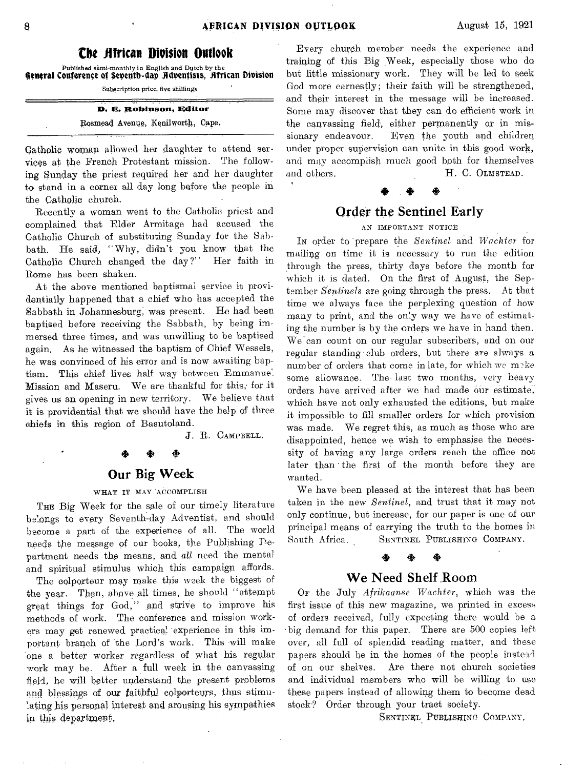# The African Division Outlook

Published semi-monthly in English and Dutch by the
**General Conference of Seventh-day Adventists, African Division**

Subscription price, five shillings

**D. E. Robinson, Editor**

Rosmead Avenue, Kenilworth, Cape.

---

Catholic woman allowed her daughter to attend services at the French Protestant mission. The following Sunday the priest required her and her daughter to stand in a corner all day long before the people in the Catholic church.

Recently a woman went to the Catholic priest and complained that Elder Armitage had accused the Catholic Church of substituting Sunday for the Sabbath. He said, "Why, didn't you know that the Catholic Church changed the day?" Her faith in Rome has been shaken.

At the above mentioned baptismal service it providentially happened that a chief who has accepted the Sabbath in Johannesburg, was present. He had been baptised before receiving the Sabbath, by being immersed three times, and was unwilling to be baptised again. As he witnessed the baptism of Chief Wessels, he was convinced of his error and is now awaiting baptism. This chief lives half way between Emmanuel Mission and Maseru. We are thankful for this, for it gives us an opening in new territory. We believe that it is providential that we should have the help of three chiefs in this region of Basutoland.

J. R. CAMPBELL.

❋ ❋ ❋

## Our Big Week

WHAT IT MAY ACCOMPLISH

THE Big Week for the sale of our timely literature belongs to every Seventh-day Adventist, and should become a part of the experience of all. The world needs the message of our books, the Publishing Department needs the means, and *all* need the mental and spiritual stimulus which this campaign affords.

The colporteur may make this week the biggest of the year. Then, above all times, he should "attempt great things for God," and strive to improve his methods of work. The conference and mission workers may get renewed practical experience in this important branch of the Lord's work. This will make one a better worker regardless of what his regular work may be. After a full week in the canvassing field, he will better understand the present problems and blessings of our faithful colporteurs, thus stimulating his personal interest and arousing his sympathies in this department.

Every church member needs the experience and training of this Big Week, especially those who do but little missionary work. They will be led to seek God more earnestly; their faith will be strengthened, and their interest in the message will be increased. Some may discover that they can do efficient work in the canvassing field, either permanently or in missionary endeavour. Even the youth and children under proper supervision can unite in this good work, and may accomplish much good both for themselves and others.

H. C. OLMSTEAD.

❋ ❋ ❋

## Order the Sentinel Early

AN IMPORTANT NOTICE

IN order to prepare the *Sentinel* and *Wachter* for mailing on time it is necessary to run the edition through the press, thirty days before the month for which it is dated. On the first of August, the September *Sentinels* are going through the press. At that time we always face the perplexing question of how many to print, and the only way we have of estimating the number is by the orders we have in hand then. We can count on our regular subscribers, and on our regular standing club orders, but there are always a number of orders that come in late, for which we make some allowance. The last two months, very heavy orders have arrived after we had made our estimate, which have not only exhausted the editions, but make it impossible to fill smaller orders for which provision was made. We regret this, as much as those who are disappointed, hence we wish to emphasise the necessity of having any large orders reach the office not later than the first of the month before they are wanted.

We have been pleased at the interest that has been taken in the new *Sentinel*, and trust that it may not only continue, but increase, for our paper is one of our principal means of carrying the truth to the homes in South Africa.

SENTINEL PUBLISHING COMPANY.

❋ ❋ ❋

## We Need Shelf Room

OF the July *Afrikaanse Wachter*, which was the first issue of this new magazine, we printed in excess of orders received, fully expecting there would be a big demand for this paper. There are 500 copies left over, all full of splendid reading matter, and these papers should be in the homes of the people instead of on our shelves. Are there not church societies and individual members who will be willing to use these papers instead of allowing them to become dead stock? Order through your tract society.

SENTINEL PUBLISHING COMPANY.